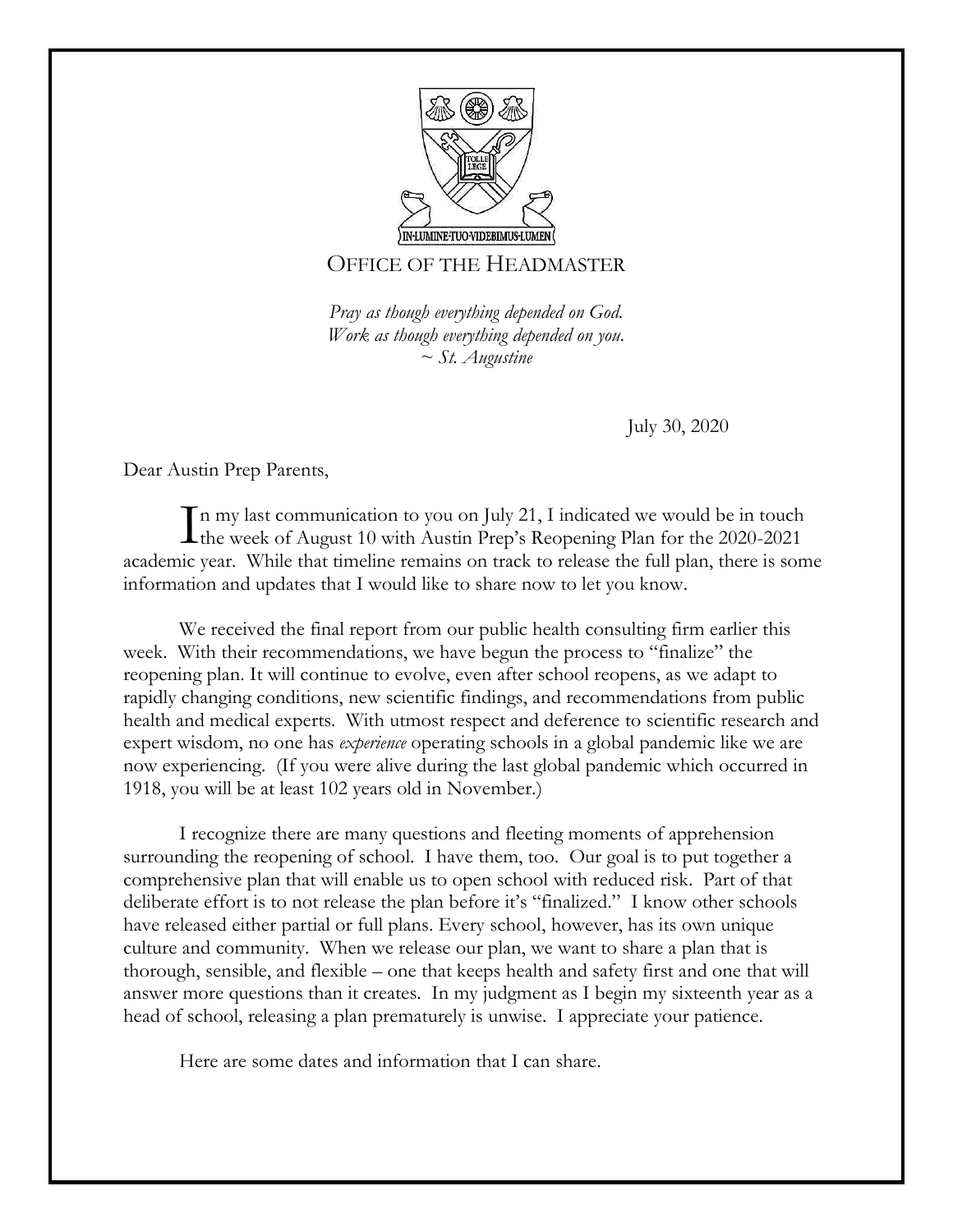IN·LUMINE·TUO·VIDEBIMUS·LUMEN

OFFICE OF THE HEADMASTER

*Pray as though everything depended on God.*
*Work as though everything depended on you.*
*~ St. Augustine*

July 30, 2020

Dear Austin Prep Parents,

In my last communication to you on July 21, I indicated we would be in touch the week of August 10 with Austin Prep's Reopening Plan for the 2020-2021 academic year. While that timeline remains on track to release the full plan, there is some information and updates that I would like to share now to let you know.

We received the final report from our public health consulting firm earlier this week. With their recommendations, we have begun the process to "finalize" the reopening plan. It will continue to evolve, even after school reopens, as we adapt to rapidly changing conditions, new scientific findings, and recommendations from public health and medical experts. With utmost respect and deference to scientific research and expert wisdom, no one has *experience* operating schools in a global pandemic like we are now experiencing. (If you were alive during the last global pandemic which occurred in 1918, you will be at least 102 years old in November.)

I recognize there are many questions and fleeting moments of apprehension surrounding the reopening of school. I have them, too. Our goal is to put together a comprehensive plan that will enable us to open school with reduced risk. Part of that deliberate effort is to not release the plan before it's "finalized." I know other schools have released either partial or full plans. Every school, however, has its own unique culture and community. When we release our plan, we want to share a plan that is thorough, sensible, and flexible – one that keeps health and safety first and one that will answer more questions than it creates. In my judgment as I begin my sixteenth year as a head of school, releasing a plan prematurely is unwise. I appreciate your patience.

Here are some dates and information that I can share.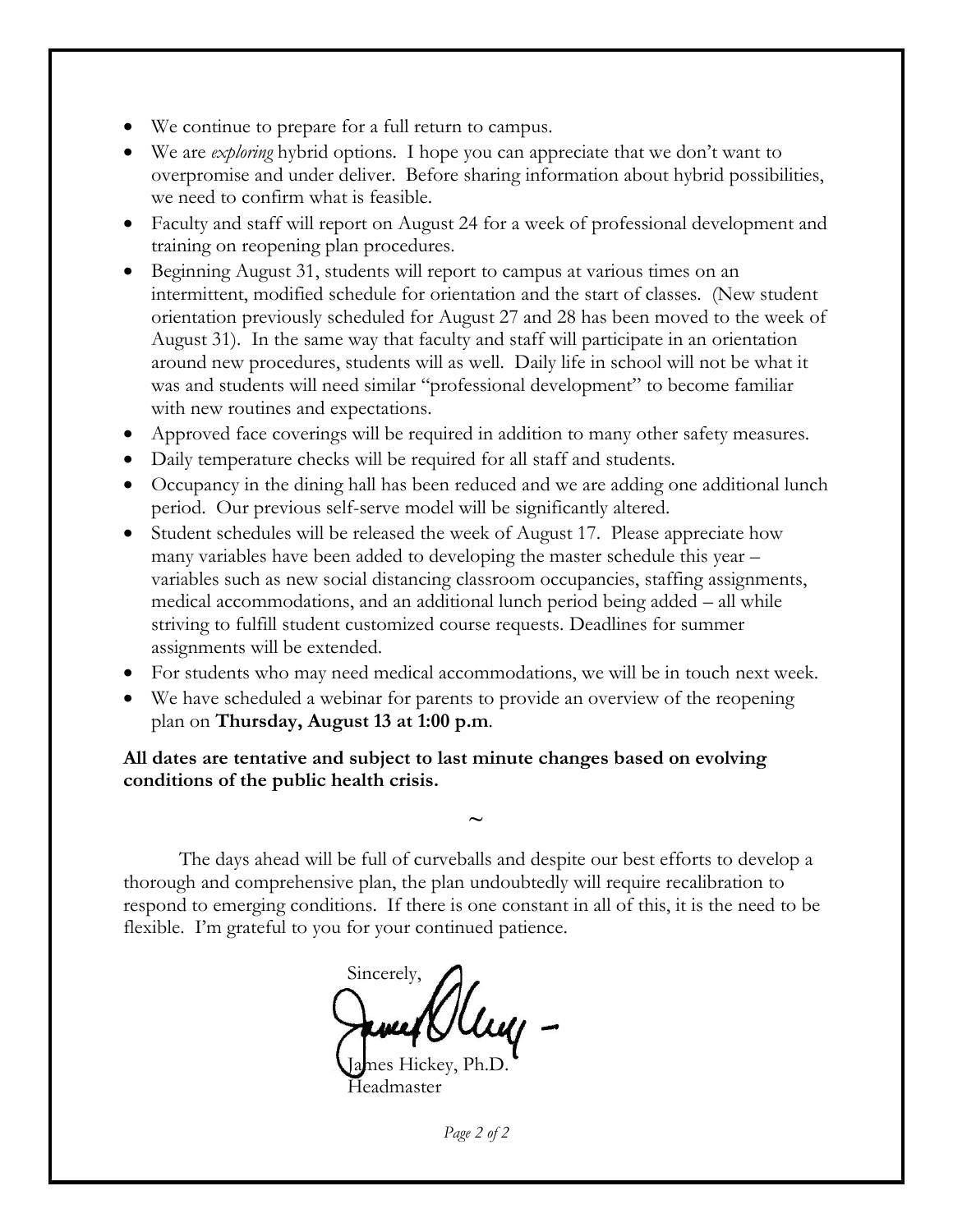- We continue to prepare for a full return to campus.
- We are *exploring* hybrid options. I hope you can appreciate that we don't want to overpromise and under deliver. Before sharing information about hybrid possibilities, we need to confirm what is feasible.
- Faculty and staff will report on August 24 for a week of professional development and training on reopening plan procedures.
- Beginning August 31, students will report to campus at various times on an intermittent, modified schedule for orientation and the start of classes. (New student orientation previously scheduled for August 27 and 28 has been moved to the week of August 31). In the same way that faculty and staff will participate in an orientation around new procedures, students will as well. Daily life in school will not be what it was and students will need similar "professional development" to become familiar with new routines and expectations.
- Approved face coverings will be required in addition to many other safety measures.
- Daily temperature checks will be required for all staff and students.
- Occupancy in the dining hall has been reduced and we are adding one additional lunch period. Our previous self-serve model will be significantly altered.
- Student schedules will be released the week of August 17. Please appreciate how many variables have been added to developing the master schedule this year – variables such as new social distancing classroom occupancies, staffing assignments, medical accommodations, and an additional lunch period being added – all while striving to fulfill student customized course requests. Deadlines for summer assignments will be extended.
- For students who may need medical accommodations, we will be in touch next week.
- We have scheduled a webinar for parents to provide an overview of the reopening plan on **Thursday, August 13 at 1:00 p.m**.

**All dates are tentative and subject to last minute changes based on evolving conditions of the public health crisis.**

~

The days ahead will be full of curveballs and despite our best efforts to develop a thorough and comprehensive plan, the plan undoubtedly will require recalibration to respond to emerging conditions. If there is one constant in all of this, it is the need to be flexible. I'm grateful to you for your continued patience.

Sincerely,

James Hickey, Ph.D.
Headmaster